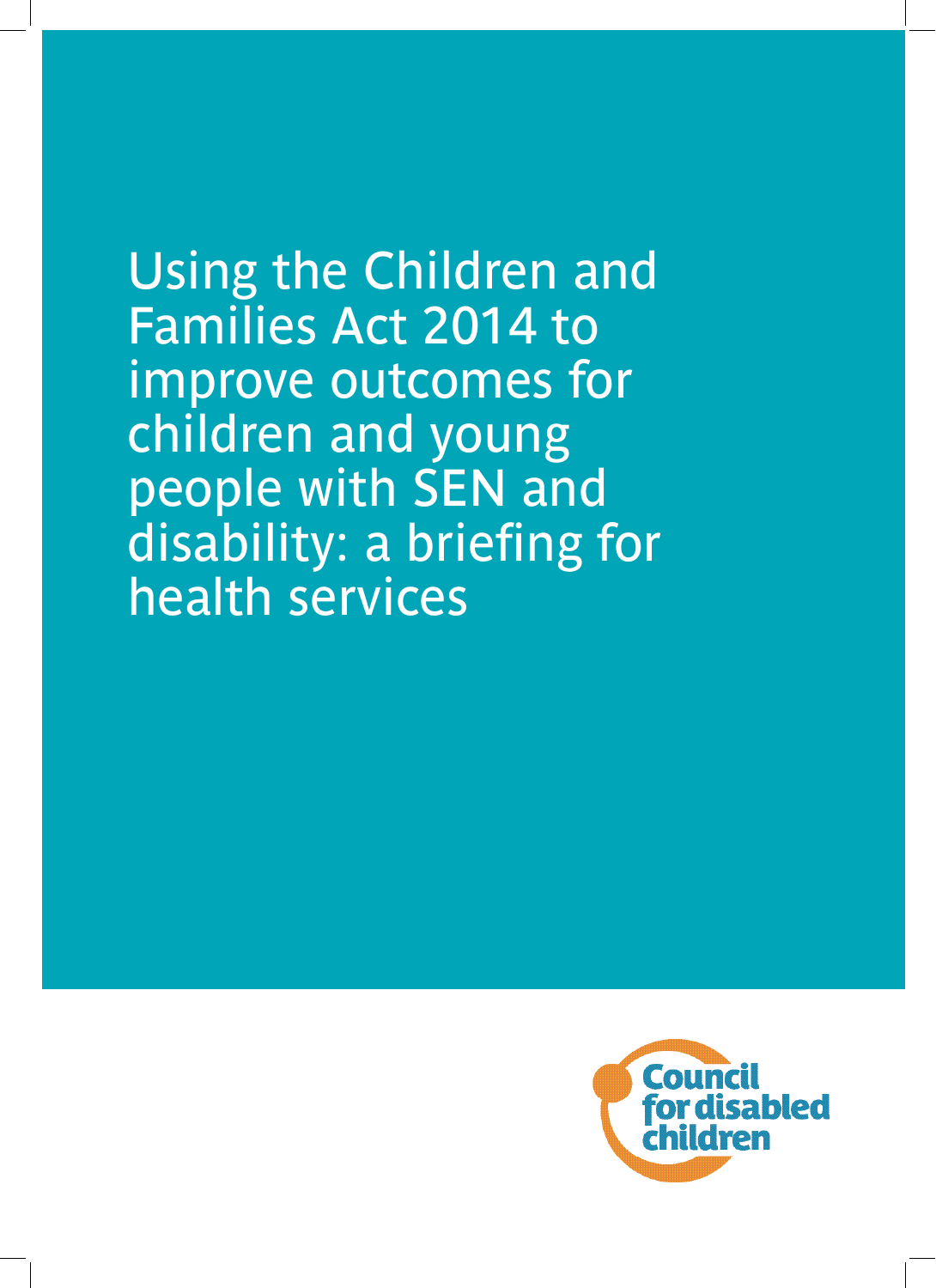# Using the Children and Families Act 2014 to improve outcomes for children and young people with SEN and disability: a briefing for health services

Council for disabled children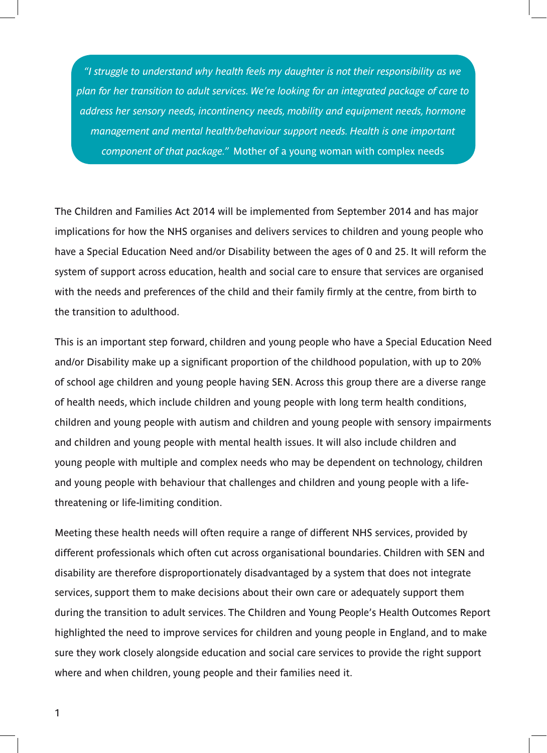> *"I struggle to understand why health feels my daughter is not their responsibility as we plan for her transition to adult services. We're looking for an integrated package of care to address her sensory needs, incontinency needs, mobility and equipment needs, hormone management and mental health/behaviour support needs. Health is one important component of that package."* Mother of a young woman with complex needs

The Children and Families Act 2014 will be implemented from September 2014 and has major implications for how the NHS organises and delivers services to children and young people who have a Special Education Need and/or Disability between the ages of 0 and 25. It will reform the system of support across education, health and social care to ensure that services are organised with the needs and preferences of the child and their family firmly at the centre, from birth to the transition to adulthood.

This is an important step forward, children and young people who have a Special Education Need and/or Disability make up a significant proportion of the childhood population, with up to 20% of school age children and young people having SEN. Across this group there are a diverse range of health needs, which include children and young people with long term health conditions, children and young people with autism and children and young people with sensory impairments and children and young people with mental health issues. It will also include children and young people with multiple and complex needs who may be dependent on technology, children and young people with behaviour that challenges and children and young people with a life-threatening or life-limiting condition.

Meeting these health needs will often require a range of different NHS services, provided by different professionals which often cut across organisational boundaries. Children with SEN and disability are therefore disproportionately disadvantaged by a system that does not integrate services, support them to make decisions about their own care or adequately support them during the transition to adult services. The Children and Young People's Health Outcomes Report highlighted the need to improve services for children and young people in England, and to make sure they work closely alongside education and social care services to provide the right support where and when children, young people and their families need it.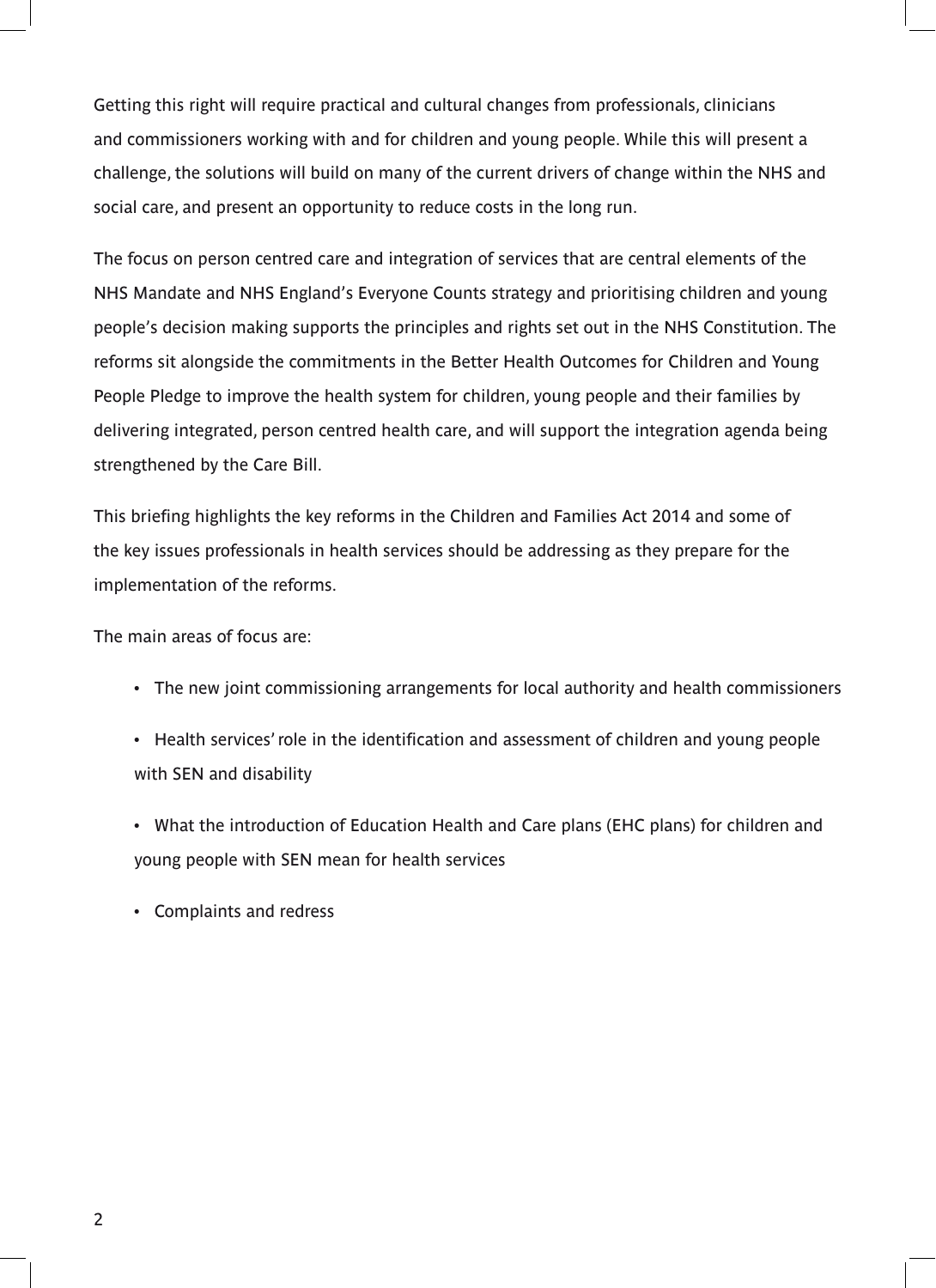Getting this right will require practical and cultural changes from professionals, clinicians and commissioners working with and for children and young people. While this will present a challenge, the solutions will build on many of the current drivers of change within the NHS and social care, and present an opportunity to reduce costs in the long run.

The focus on person centred care and integration of services that are central elements of the NHS Mandate and NHS England's Everyone Counts strategy and prioritising children and young people's decision making supports the principles and rights set out in the NHS Constitution. The reforms sit alongside the commitments in the Better Health Outcomes for Children and Young People Pledge to improve the health system for children, young people and their families by delivering integrated, person centred health care, and will support the integration agenda being strengthened by the Care Bill.

This briefing highlights the key reforms in the Children and Families Act 2014 and some of the key issues professionals in health services should be addressing as they prepare for the implementation of the reforms.

The main areas of focus are:

- The new joint commissioning arrangements for local authority and health commissioners
- Health services' role in the identification and assessment of children and young people with SEN and disability
- What the introduction of Education Health and Care plans (EHC plans) for children and young people with SEN mean for health services
- Complaints and redress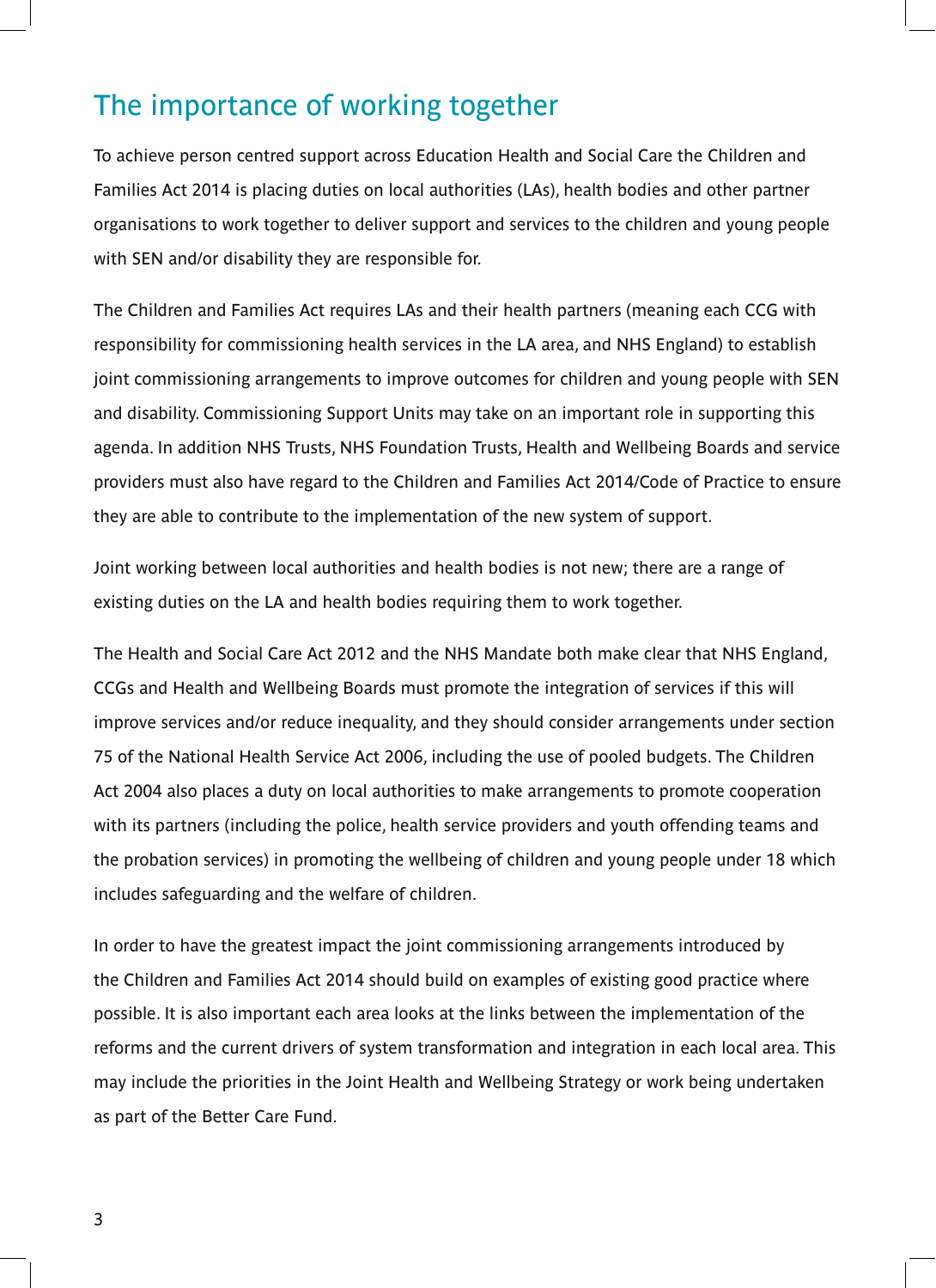## The importance of working together

To achieve person centred support across Education Health and Social Care the Children and Families Act 2014 is placing duties on local authorities (LAs), health bodies and other partner organisations to work together to deliver support and services to the children and young people with SEN and/or disability they are responsible for.

The Children and Families Act requires LAs and their health partners (meaning each CCG with responsibility for commissioning health services in the LA area, and NHS England) to establish joint commissioning arrangements to improve outcomes for children and young people with SEN and disability. Commissioning Support Units may take on an important role in supporting this agenda. In addition NHS Trusts, NHS Foundation Trusts, Health and Wellbeing Boards and service providers must also have regard to the Children and Families Act 2014/Code of Practice to ensure they are able to contribute to the implementation of the new system of support.

Joint working between local authorities and health bodies is not new; there are a range of existing duties on the LA and health bodies requiring them to work together.

The Health and Social Care Act 2012 and the NHS Mandate both make clear that NHS England, CCGs and Health and Wellbeing Boards must promote the integration of services if this will improve services and/or reduce inequality, and they should consider arrangements under section 75 of the National Health Service Act 2006, including the use of pooled budgets. The Children Act 2004 also places a duty on local authorities to make arrangements to promote cooperation with its partners (including the police, health service providers and youth offending teams and the probation services) in promoting the wellbeing of children and young people under 18 which includes safeguarding and the welfare of children.

In order to have the greatest impact the joint commissioning arrangements introduced by the Children and Families Act 2014 should build on examples of existing good practice where possible. It is also important each area looks at the links between the implementation of the reforms and the current drivers of system transformation and integration in each local area. This may include the priorities in the Joint Health and Wellbeing Strategy or work being undertaken as part of the Better Care Fund.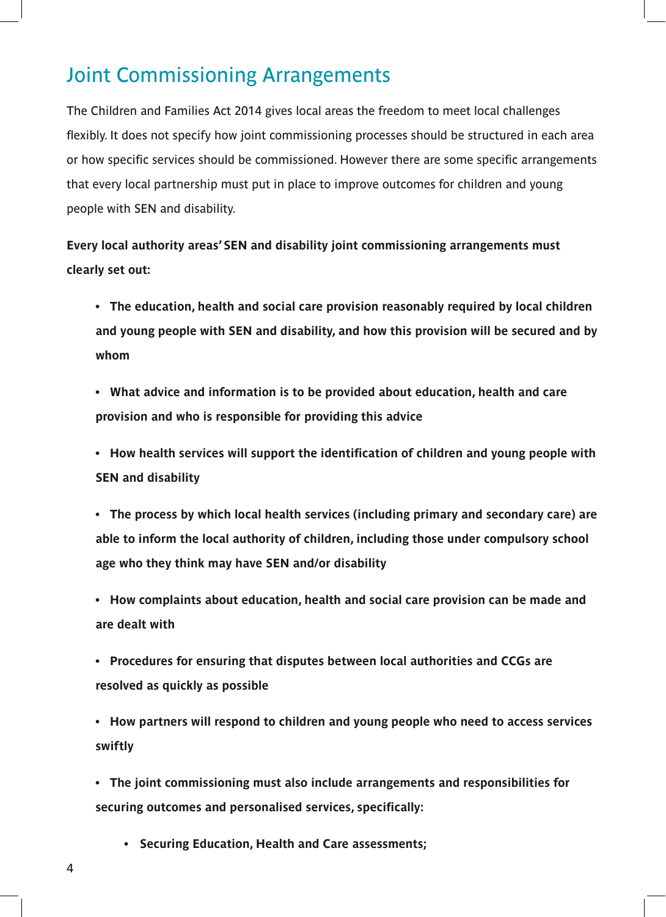## Joint Commissioning Arrangements

The Children and Families Act 2014 gives local areas the freedom to meet local challenges flexibly. It does not specify how joint commissioning processes should be structured in each area or how specific services should be commissioned. However there are some specific arrangements that every local partnership must put in place to improve outcomes for children and young people with SEN and disability.

**Every local authority areas' SEN and disability joint commissioning arrangements must clearly set out:**

- **The education, health and social care provision reasonably required by local children and young people with SEN and disability, and how this provision will be secured and by whom**
- **What advice and information is to be provided about education, health and care provision and who is responsible for providing this advice**
- **How health services will support the identification of children and young people with SEN and disability**
- **The process by which local health services (including primary and secondary care) are able to inform the local authority of children, including those under compulsory school age who they think may have SEN and/or disability**
- **How complaints about education, health and social care provision can be made and are dealt with**
- **Procedures for ensuring that disputes between local authorities and CCGs are resolved as quickly as possible**
- **How partners will respond to children and young people who need to access services swiftly**
- **The joint commissioning must also include arrangements and responsibilities for securing outcomes and personalised services, specifically:**
  - **Securing Education, Health and Care assessments;**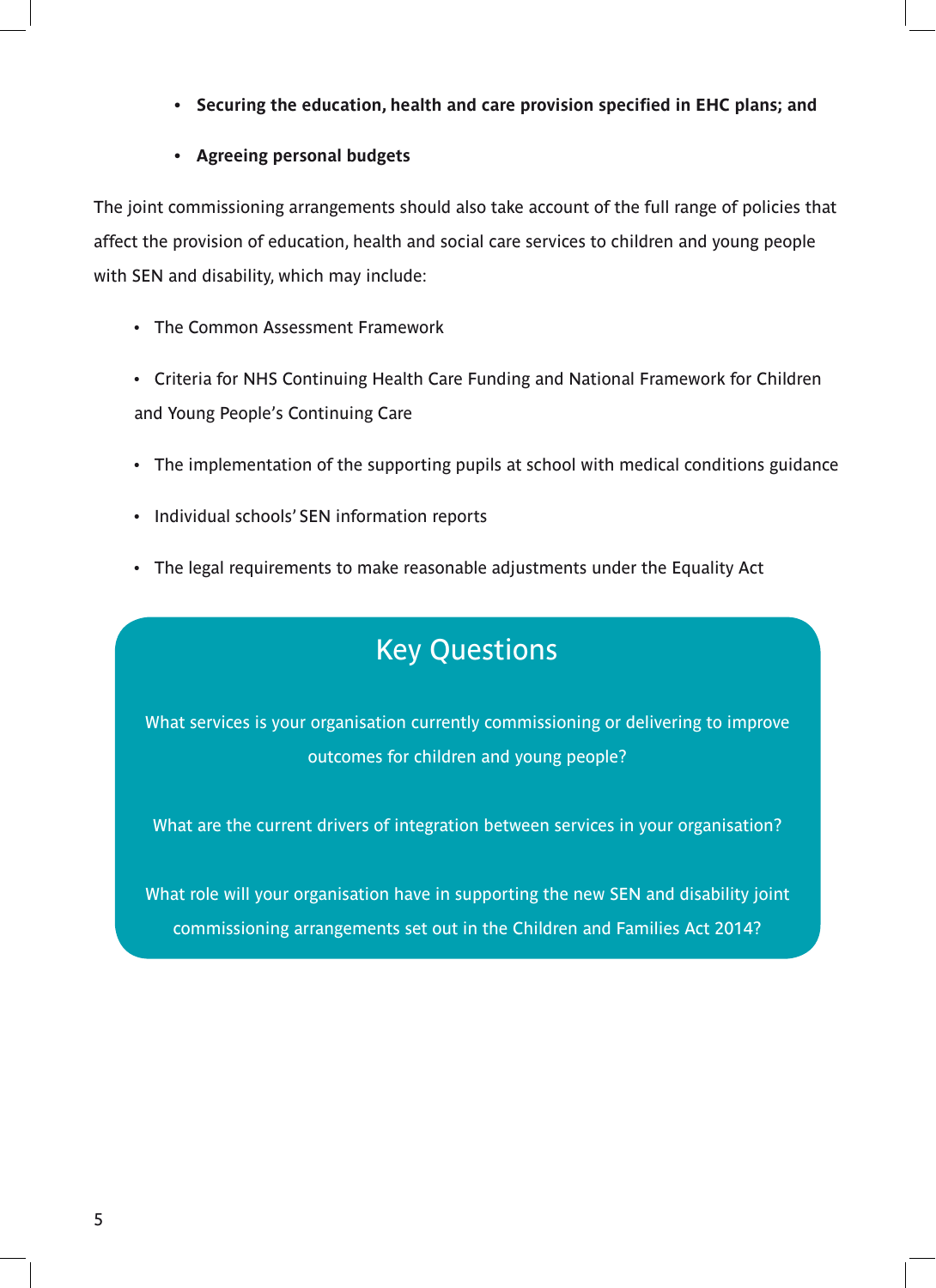- **Securing the education, health and care provision specified in EHC plans; and**
- **Agreeing personal budgets**

The joint commissioning arrangements should also take account of the full range of policies that affect the provision of education, health and social care services to children and young people with SEN and disability, which may include:

- The Common Assessment Framework
- Criteria for NHS Continuing Health Care Funding and National Framework for Children and Young People's Continuing Care
- The implementation of the supporting pupils at school with medical conditions guidance
- Individual schools' SEN information reports
- The legal requirements to make reasonable adjustments under the Equality Act

## Key Questions

What services is your organisation currently commissioning or delivering to improve outcomes for children and young people?

What are the current drivers of integration between services in your organisation?

What role will your organisation have in supporting the new SEN and disability joint commissioning arrangements set out in the Children and Families Act 2014?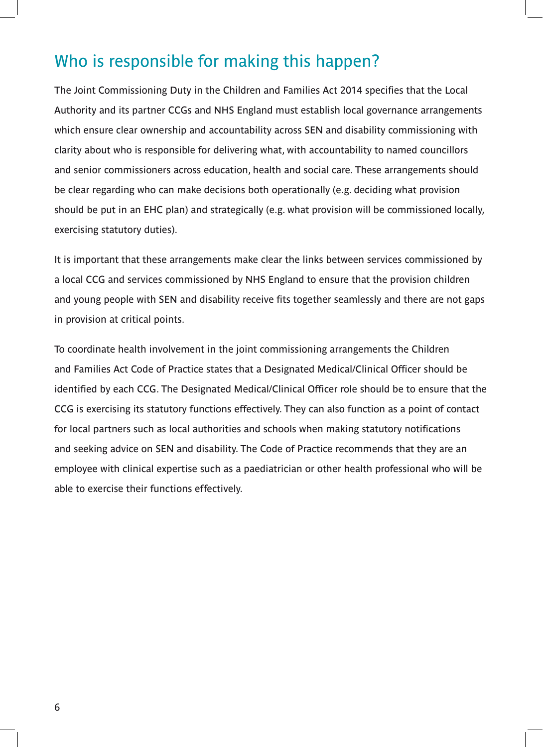## Who is responsible for making this happen?

The Joint Commissioning Duty in the Children and Families Act 2014 specifies that the Local Authority and its partner CCGs and NHS England must establish local governance arrangements which ensure clear ownership and accountability across SEN and disability commissioning with clarity about who is responsible for delivering what, with accountability to named councillors and senior commissioners across education, health and social care. These arrangements should be clear regarding who can make decisions both operationally (e.g. deciding what provision should be put in an EHC plan) and strategically (e.g. what provision will be commissioned locally, exercising statutory duties).

It is important that these arrangements make clear the links between services commissioned by a local CCG and services commissioned by NHS England to ensure that the provision children and young people with SEN and disability receive fits together seamlessly and there are not gaps in provision at critical points.

To coordinate health involvement in the joint commissioning arrangements the Children and Families Act Code of Practice states that a Designated Medical/Clinical Officer should be identified by each CCG. The Designated Medical/Clinical Officer role should be to ensure that the CCG is exercising its statutory functions effectively. They can also function as a point of contact for local partners such as local authorities and schools when making statutory notifications and seeking advice on SEN and disability. The Code of Practice recommends that they are an employee with clinical expertise such as a paediatrician or other health professional who will be able to exercise their functions effectively.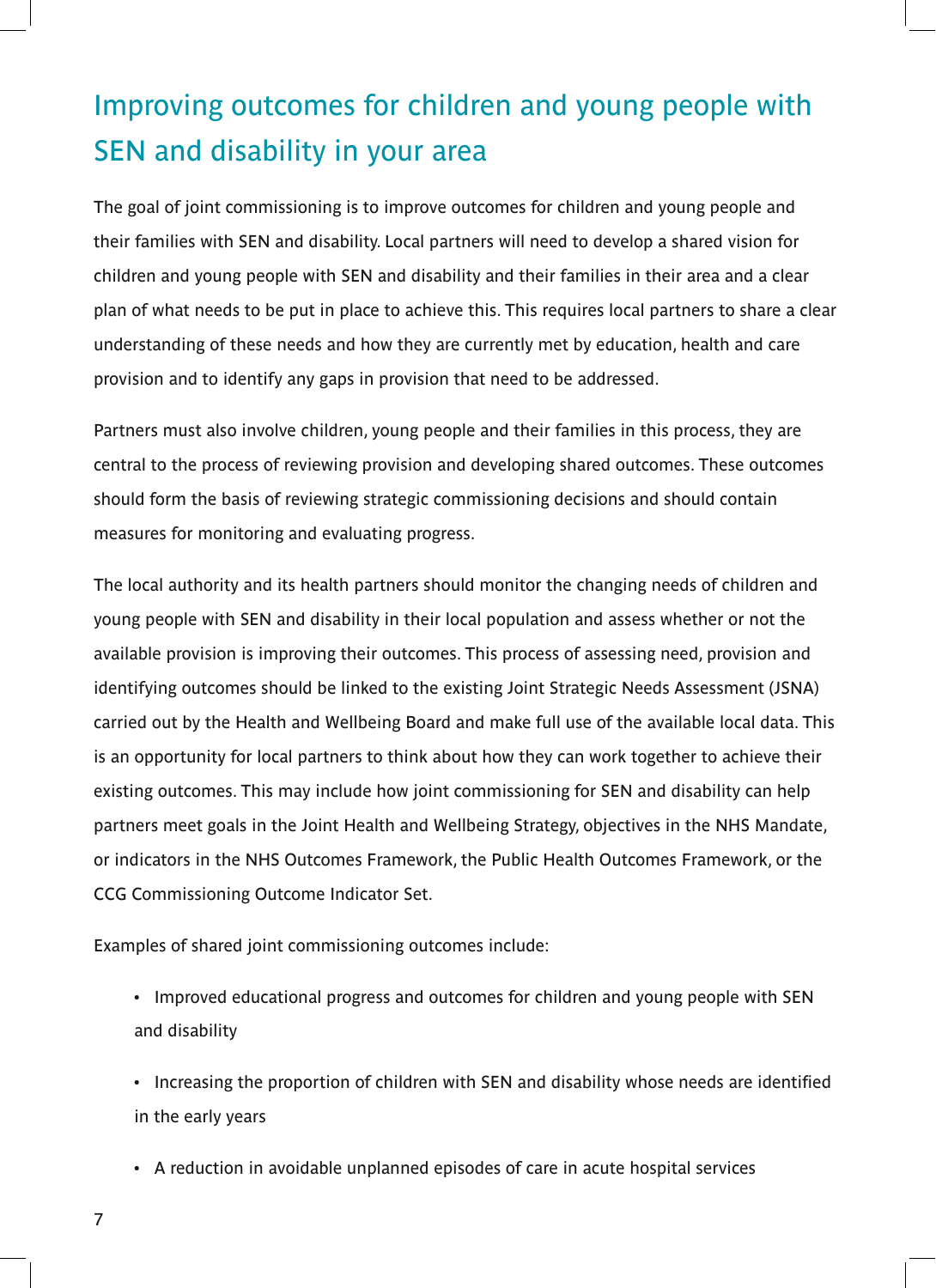## Improving outcomes for children and young people with SEN and disability in your area

The goal of joint commissioning is to improve outcomes for children and young people and their families with SEN and disability. Local partners will need to develop a shared vision for children and young people with SEN and disability and their families in their area and a clear plan of what needs to be put in place to achieve this. This requires local partners to share a clear understanding of these needs and how they are currently met by education, health and care provision and to identify any gaps in provision that need to be addressed.

Partners must also involve children, young people and their families in this process, they are central to the process of reviewing provision and developing shared outcomes. These outcomes should form the basis of reviewing strategic commissioning decisions and should contain measures for monitoring and evaluating progress.

The local authority and its health partners should monitor the changing needs of children and young people with SEN and disability in their local population and assess whether or not the available provision is improving their outcomes. This process of assessing need, provision and identifying outcomes should be linked to the existing Joint Strategic Needs Assessment (JSNA) carried out by the Health and Wellbeing Board and make full use of the available local data. This is an opportunity for local partners to think about how they can work together to achieve their existing outcomes. This may include how joint commissioning for SEN and disability can help partners meet goals in the Joint Health and Wellbeing Strategy, objectives in the NHS Mandate, or indicators in the NHS Outcomes Framework, the Public Health Outcomes Framework, or the CCG Commissioning Outcome Indicator Set.

Examples of shared joint commissioning outcomes include:

- Improved educational progress and outcomes for children and young people with SEN and disability
- Increasing the proportion of children with SEN and disability whose needs are identified in the early years
- A reduction in avoidable unplanned episodes of care in acute hospital services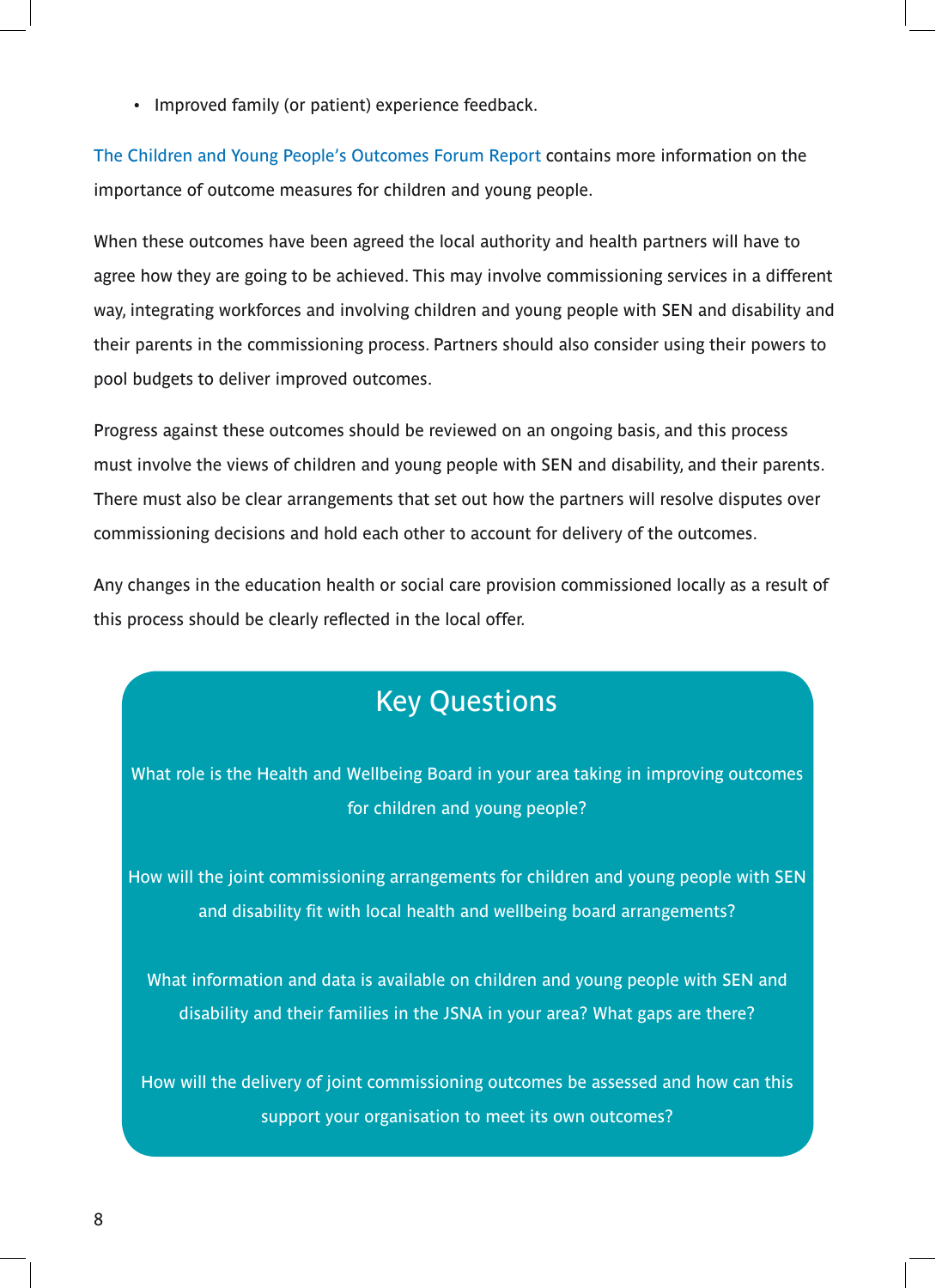- Improved family (or patient) experience feedback.

The Children and Young People's Outcomes Forum Report contains more information on the importance of outcome measures for children and young people.

When these outcomes have been agreed the local authority and health partners will have to agree how they are going to be achieved. This may involve commissioning services in a different way, integrating workforces and involving children and young people with SEN and disability and their parents in the commissioning process. Partners should also consider using their powers to pool budgets to deliver improved outcomes.

Progress against these outcomes should be reviewed on an ongoing basis, and this process must involve the views of children and young people with SEN and disability, and their parents. There must also be clear arrangements that set out how the partners will resolve disputes over commissioning decisions and hold each other to account for delivery of the outcomes.

Any changes in the education health or social care provision commissioned locally as a result of this process should be clearly reflected in the local offer.

## Key Questions

What role is the Health and Wellbeing Board in your area taking in improving outcomes for children and young people?

How will the joint commissioning arrangements for children and young people with SEN and disability fit with local health and wellbeing board arrangements?

What information and data is available on children and young people with SEN and disability and their families in the JSNA in your area? What gaps are there?

How will the delivery of joint commissioning outcomes be assessed and how can this support your organisation to meet its own outcomes?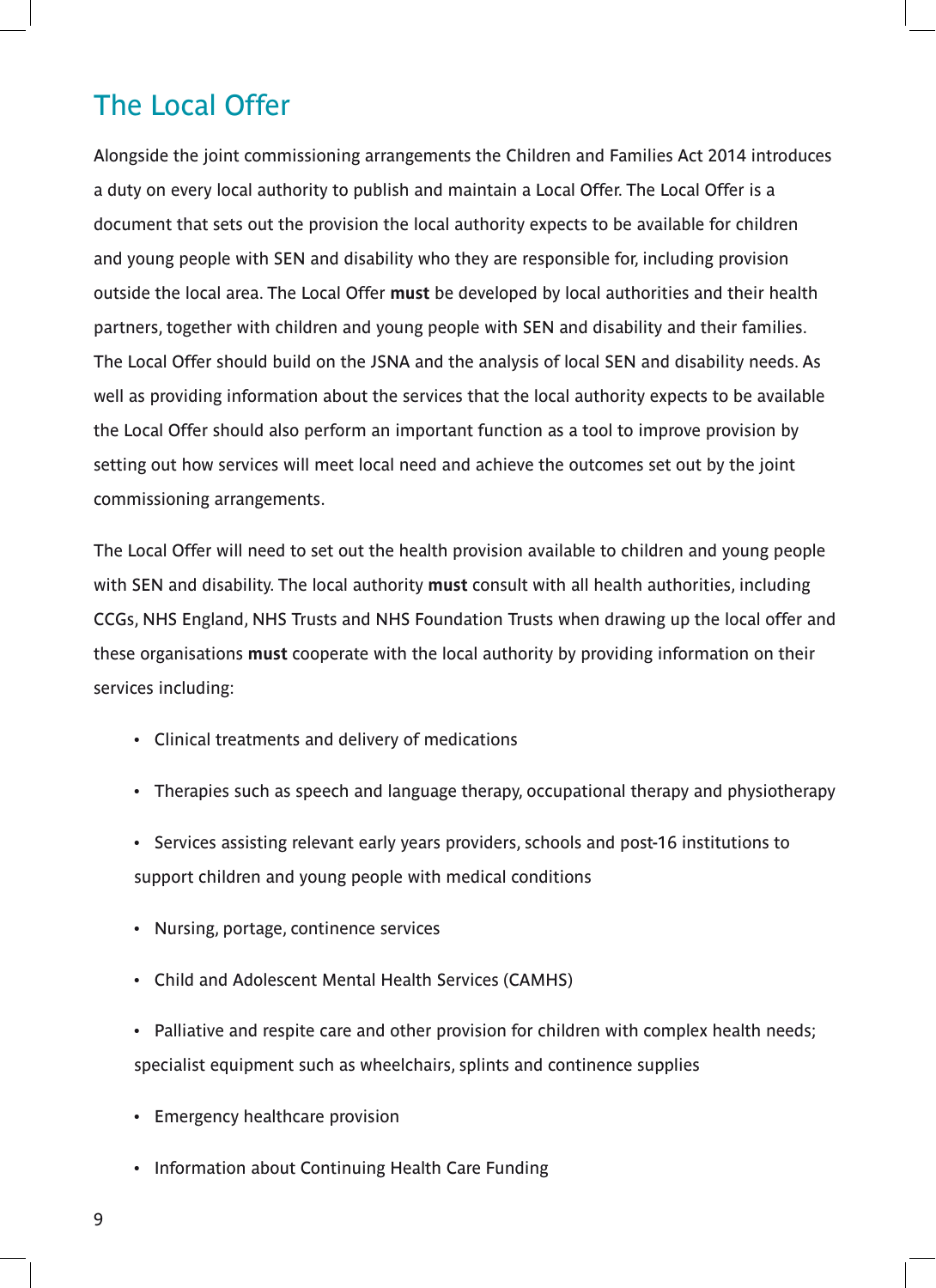## The Local Offer

Alongside the joint commissioning arrangements the Children and Families Act 2014 introduces a duty on every local authority to publish and maintain a Local Offer. The Local Offer is a document that sets out the provision the local authority expects to be available for children and young people with SEN and disability who they are responsible for, including provision outside the local area. The Local Offer **must** be developed by local authorities and their health partners, together with children and young people with SEN and disability and their families. The Local Offer should build on the JSNA and the analysis of local SEN and disability needs. As well as providing information about the services that the local authority expects to be available the Local Offer should also perform an important function as a tool to improve provision by setting out how services will meet local need and achieve the outcomes set out by the joint commissioning arrangements.

The Local Offer will need to set out the health provision available to children and young people with SEN and disability. The local authority **must** consult with all health authorities, including CCGs, NHS England, NHS Trusts and NHS Foundation Trusts when drawing up the local offer and these organisations **must** cooperate with the local authority by providing information on their services including:

- Clinical treatments and delivery of medications
- Therapies such as speech and language therapy, occupational therapy and physiotherapy
- Services assisting relevant early years providers, schools and post-16 institutions to support children and young people with medical conditions
- Nursing, portage, continence services
- Child and Adolescent Mental Health Services (CAMHS)
- Palliative and respite care and other provision for children with complex health needs; specialist equipment such as wheelchairs, splints and continence supplies
- Emergency healthcare provision
- Information about Continuing Health Care Funding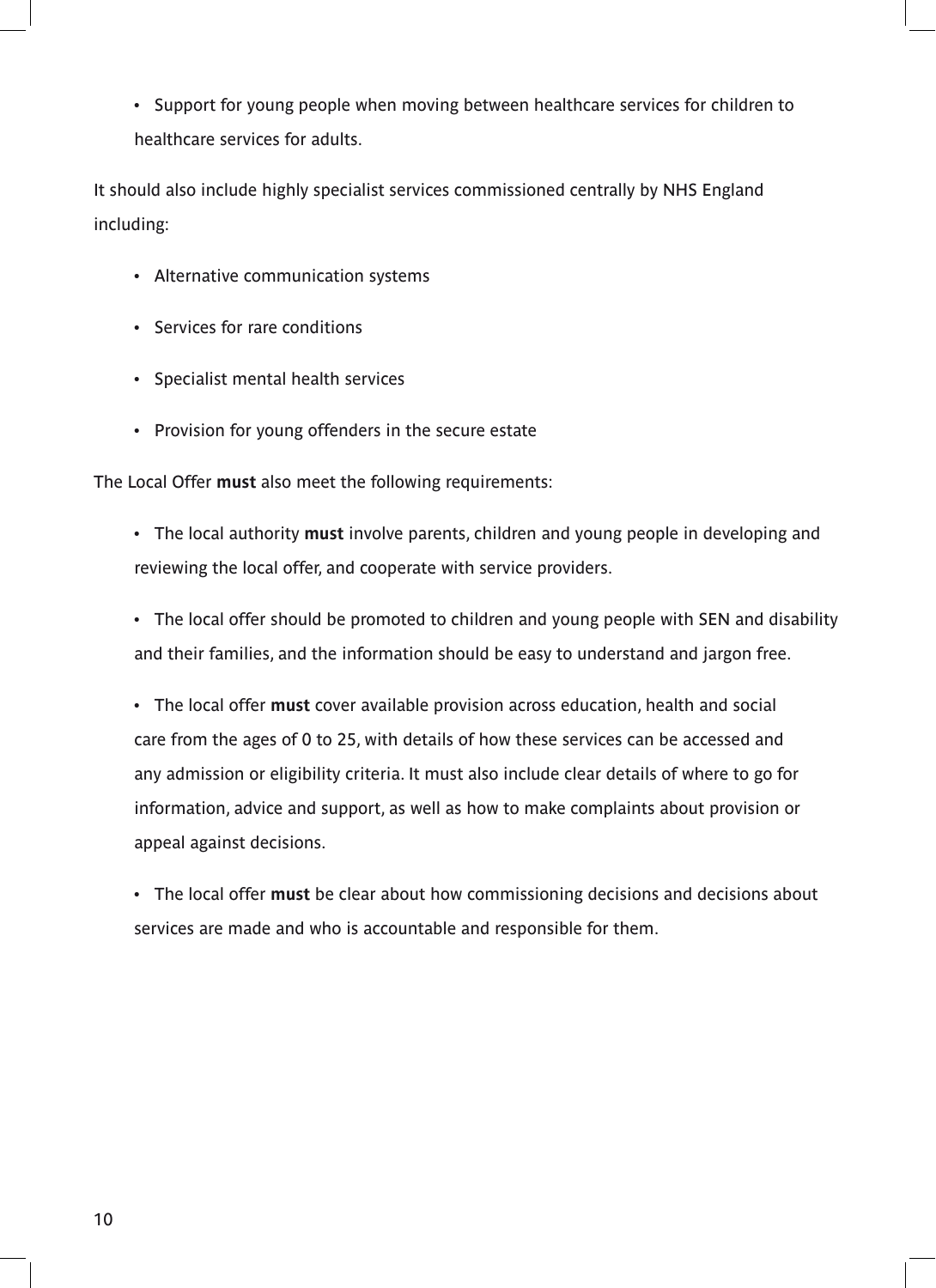- Support for young people when moving between healthcare services for children to healthcare services for adults.

It should also include highly specialist services commissioned centrally by NHS England including:

- Alternative communication systems
- Services for rare conditions
- Specialist mental health services
- Provision for young offenders in the secure estate

The Local Offer **must** also meet the following requirements:

- The local authority **must** involve parents, children and young people in developing and reviewing the local offer, and cooperate with service providers.
- The local offer should be promoted to children and young people with SEN and disability and their families, and the information should be easy to understand and jargon free.
- The local offer **must** cover available provision across education, health and social care from the ages of 0 to 25, with details of how these services can be accessed and any admission or eligibility criteria. It must also include clear details of where to go for information, advice and support, as well as how to make complaints about provision or appeal against decisions.
- The local offer **must** be clear about how commissioning decisions and decisions about services are made and who is accountable and responsible for them.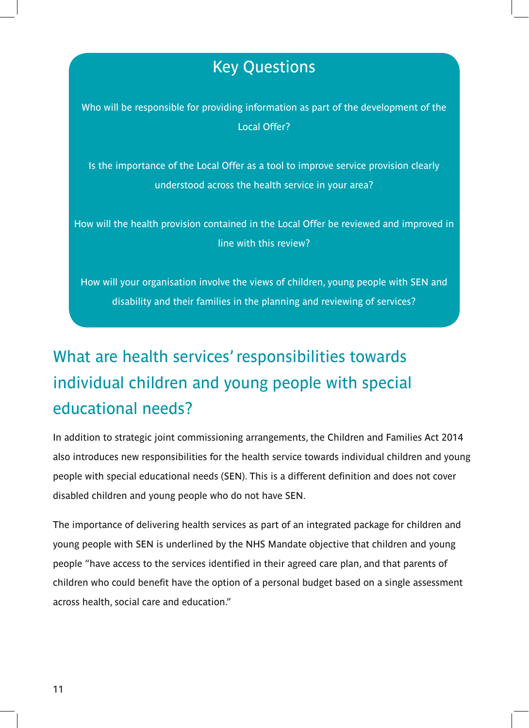### Key Questions

Who will be responsible for providing information as part of the development of the Local Offer?

Is the importance of the Local Offer as a tool to improve service provision clearly understood across the health service in your area?

How will the health provision contained in the Local Offer be reviewed and improved in line with this review?

How will your organisation involve the views of children, young people with SEN and disability and their families in the planning and reviewing of services?

## What are health services' responsibilities towards individual children and young people with special educational needs?

In addition to strategic joint commissioning arrangements, the Children and Families Act 2014 also introduces new responsibilities for the health service towards individual children and young people with special educational needs (SEN). This is a different definition and does not cover disabled children and young people who do not have SEN.

The importance of delivering health services as part of an integrated package for children and young people with SEN is underlined by the NHS Mandate objective that children and young people "have access to the services identified in their agreed care plan, and that parents of children who could benefit have the option of a personal budget based on a single assessment across health, social care and education."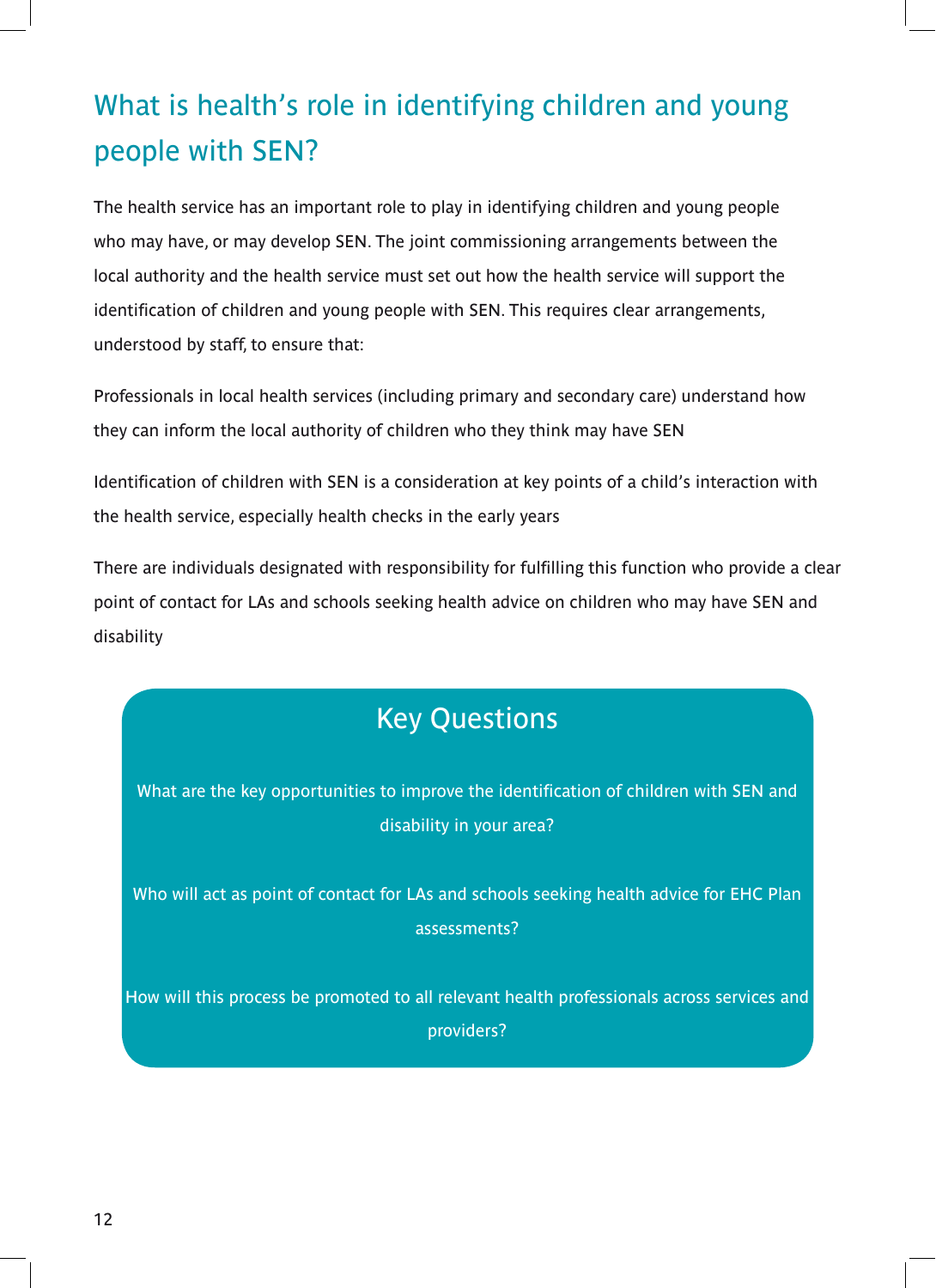## What is health's role in identifying children and young people with SEN?

The health service has an important role to play in identifying children and young people who may have, or may develop SEN. The joint commissioning arrangements between the local authority and the health service must set out how the health service will support the identification of children and young people with SEN. This requires clear arrangements, understood by staff, to ensure that:

Professionals in local health services (including primary and secondary care) understand how they can inform the local authority of children who they think may have SEN

Identification of children with SEN is a consideration at key points of a child's interaction with the health service, especially health checks in the early years

There are individuals designated with responsibility for fulfilling this function who provide a clear point of contact for LAs and schools seeking health advice on children who may have SEN and disability

### Key Questions

What are the key opportunities to improve the identification of children with SEN and disability in your area?

Who will act as point of contact for LAs and schools seeking health advice for EHC Plan assessments?

How will this process be promoted to all relevant health professionals across services and providers?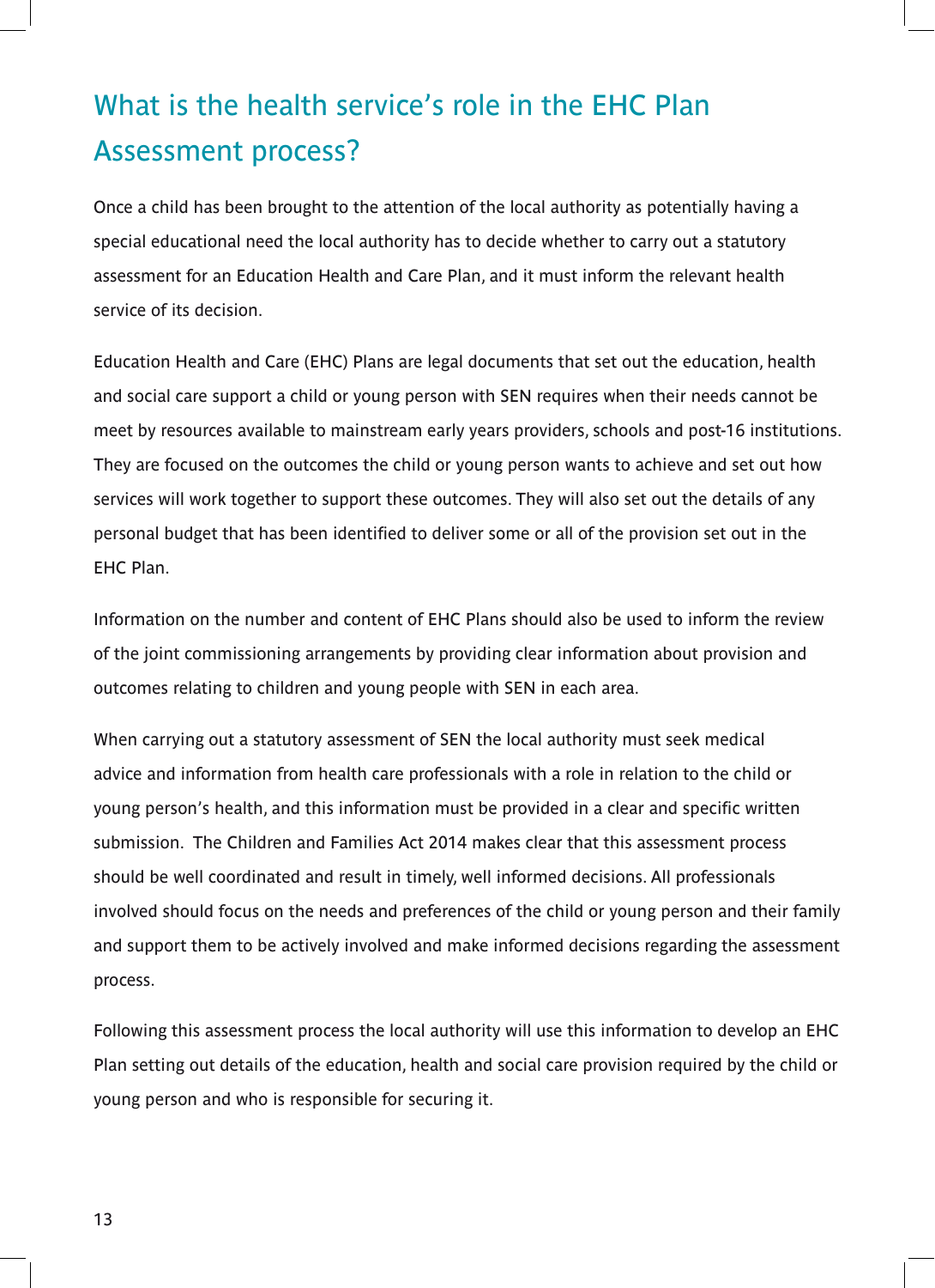## What is the health service's role in the EHC Plan Assessment process?

Once a child has been brought to the attention of the local authority as potentially having a special educational need the local authority has to decide whether to carry out a statutory assessment for an Education Health and Care Plan, and it must inform the relevant health service of its decision.

Education Health and Care (EHC) Plans are legal documents that set out the education, health and social care support a child or young person with SEN requires when their needs cannot be meet by resources available to mainstream early years providers, schools and post-16 institutions. They are focused on the outcomes the child or young person wants to achieve and set out how services will work together to support these outcomes. They will also set out the details of any personal budget that has been identified to deliver some or all of the provision set out in the EHC Plan.

Information on the number and content of EHC Plans should also be used to inform the review of the joint commissioning arrangements by providing clear information about provision and outcomes relating to children and young people with SEN in each area.

When carrying out a statutory assessment of SEN the local authority must seek medical advice and information from health care professionals with a role in relation to the child or young person's health, and this information must be provided in a clear and specific written submission. The Children and Families Act 2014 makes clear that this assessment process should be well coordinated and result in timely, well informed decisions. All professionals involved should focus on the needs and preferences of the child or young person and their family and support them to be actively involved and make informed decisions regarding the assessment process.

Following this assessment process the local authority will use this information to develop an EHC Plan setting out details of the education, health and social care provision required by the child or young person and who is responsible for securing it.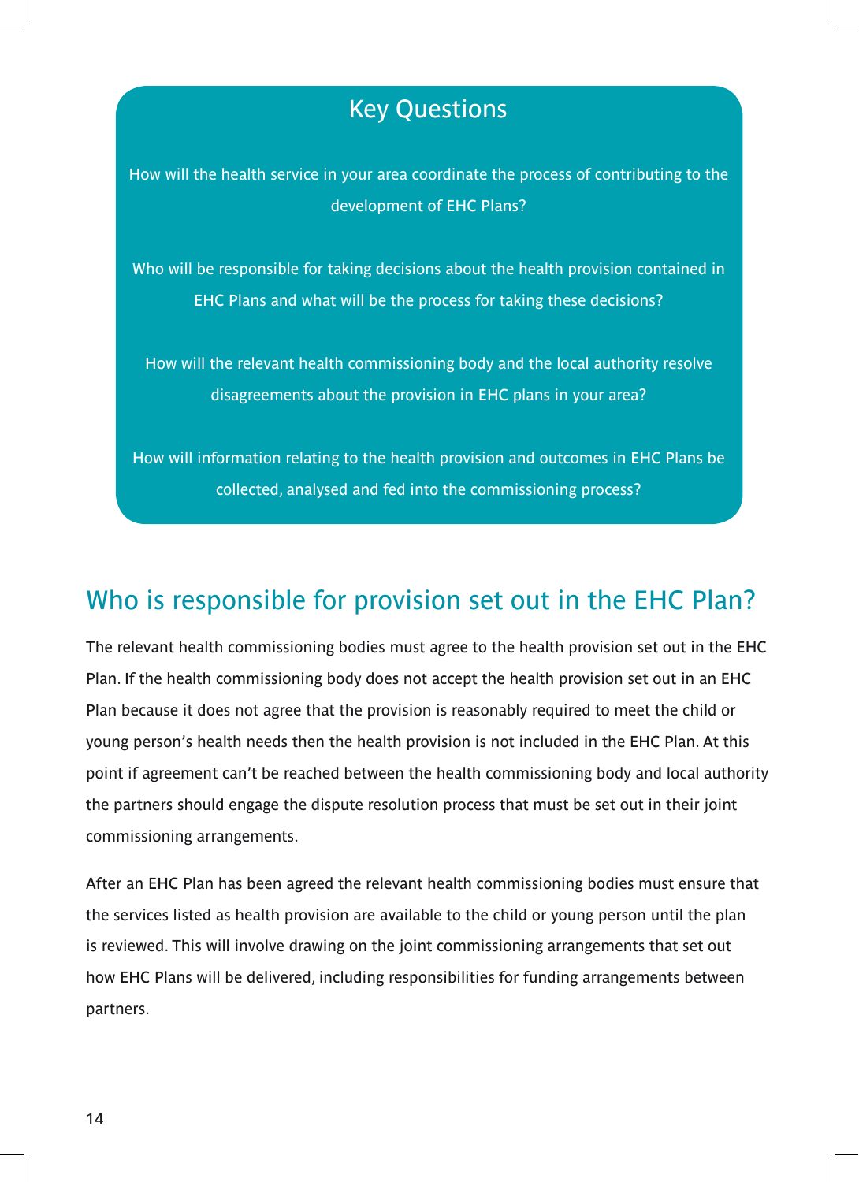## Key Questions

How will the health service in your area coordinate the process of contributing to the development of EHC Plans?

Who will be responsible for taking decisions about the health provision contained in EHC Plans and what will be the process for taking these decisions?

How will the relevant health commissioning body and the local authority resolve disagreements about the provision in EHC plans in your area?

How will information relating to the health provision and outcomes in EHC Plans be collected, analysed and fed into the commissioning process?

## Who is responsible for provision set out in the EHC Plan?

The relevant health commissioning bodies must agree to the health provision set out in the EHC Plan. If the health commissioning body does not accept the health provision set out in an EHC Plan because it does not agree that the provision is reasonably required to meet the child or young person's health needs then the health provision is not included in the EHC Plan. At this point if agreement can't be reached between the health commissioning body and local authority the partners should engage the dispute resolution process that must be set out in their joint commissioning arrangements.

After an EHC Plan has been agreed the relevant health commissioning bodies must ensure that the services listed as health provision are available to the child or young person until the plan is reviewed. This will involve drawing on the joint commissioning arrangements that set out how EHC Plans will be delivered, including responsibilities for funding arrangements between partners.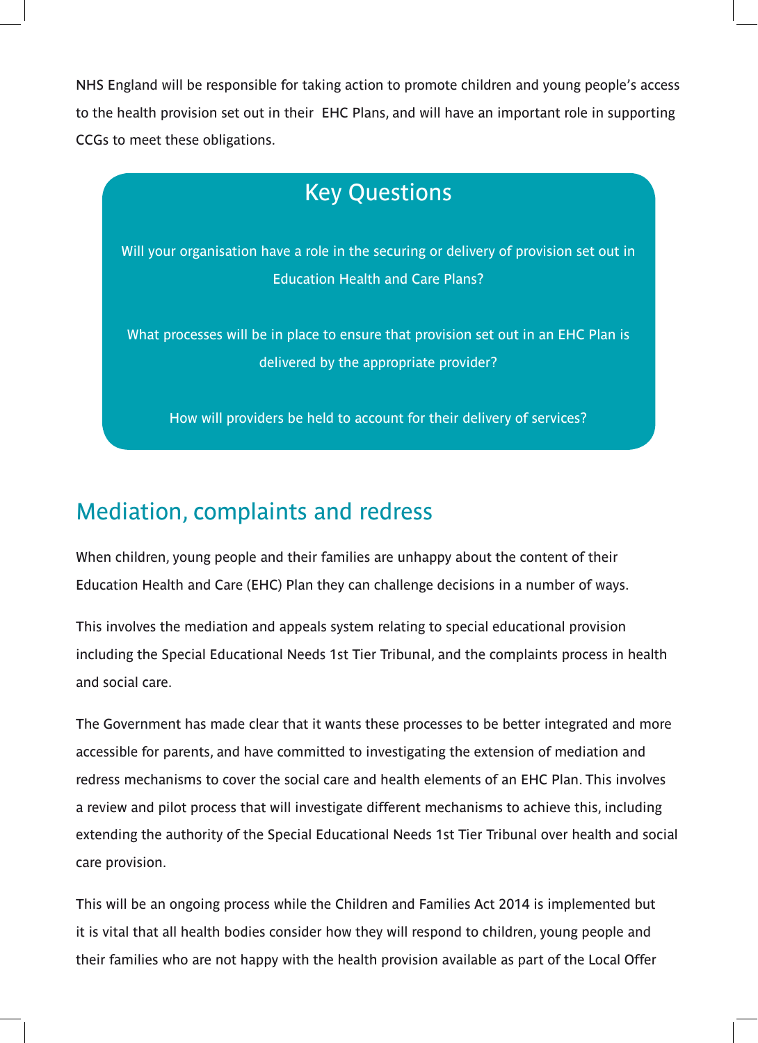NHS England will be responsible for taking action to promote children and young people's access to the health provision set out in their EHC Plans, and will have an important role in supporting CCGs to meet these obligations.

### Key Questions

Will your organisation have a role in the securing or delivery of provision set out in Education Health and Care Plans?

What processes will be in place to ensure that provision set out in an EHC Plan is delivered by the appropriate provider?

How will providers be held to account for their delivery of services?

## Mediation, complaints and redress

When children, young people and their families are unhappy about the content of their Education Health and Care (EHC) Plan they can challenge decisions in a number of ways.

This involves the mediation and appeals system relating to special educational provision including the Special Educational Needs 1st Tier Tribunal, and the complaints process in health and social care.

The Government has made clear that it wants these processes to be better integrated and more accessible for parents, and have committed to investigating the extension of mediation and redress mechanisms to cover the social care and health elements of an EHC Plan. This involves a review and pilot process that will investigate different mechanisms to achieve this, including extending the authority of the Special Educational Needs 1st Tier Tribunal over health and social care provision.

This will be an ongoing process while the Children and Families Act 2014 is implemented but it is vital that all health bodies consider how they will respond to children, young people and their families who are not happy with the health provision available as part of the Local Offer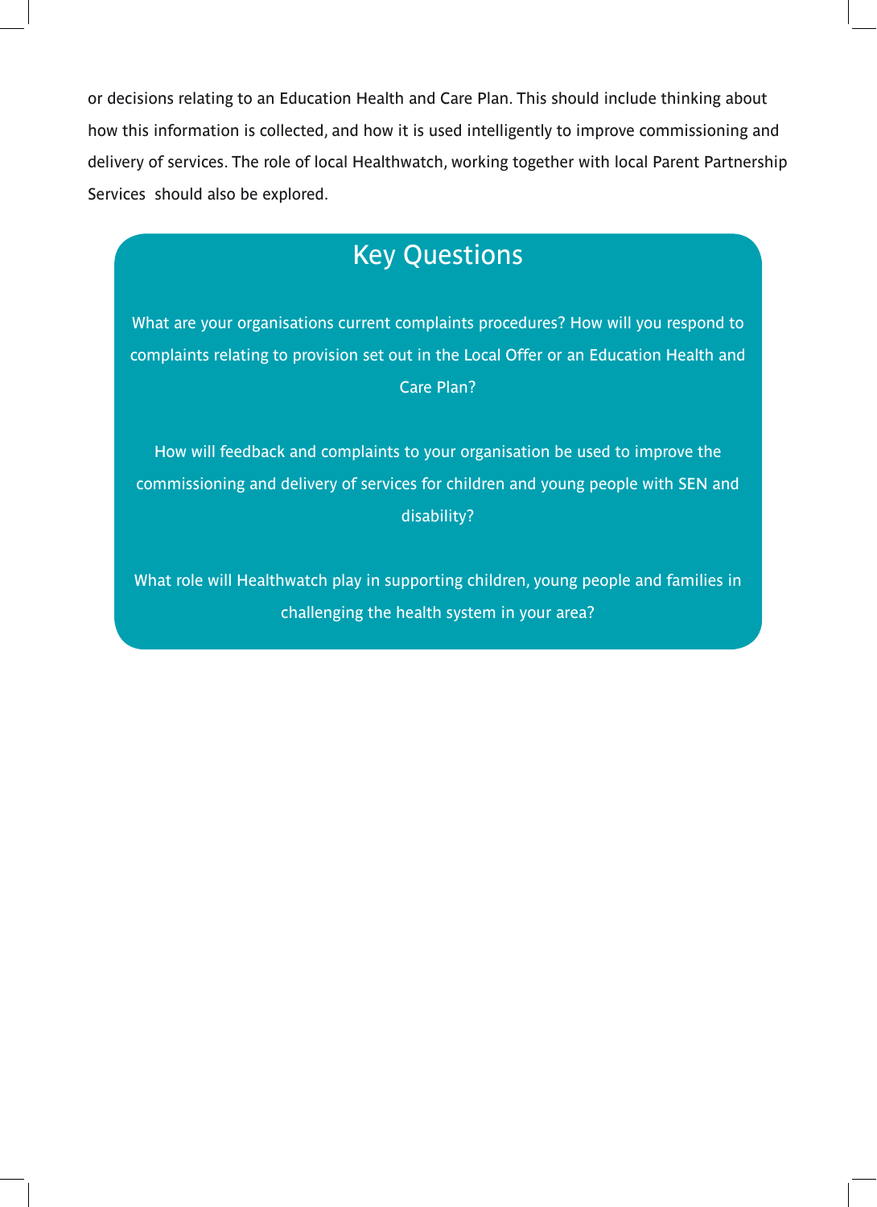or decisions relating to an Education Health and Care Plan. This should include thinking about how this information is collected, and how it is used intelligently to improve commissioning and delivery of services. The role of local Healthwatch, working together with local Parent Partnership Services should also be explored.

## Key Questions

What are your organisations current complaints procedures? How will you respond to complaints relating to provision set out in the Local Offer or an Education Health and Care Plan?

How will feedback and complaints to your organisation be used to improve the commissioning and delivery of services for children and young people with SEN and disability?

What role will Healthwatch play in supporting children, young people and families in challenging the health system in your area?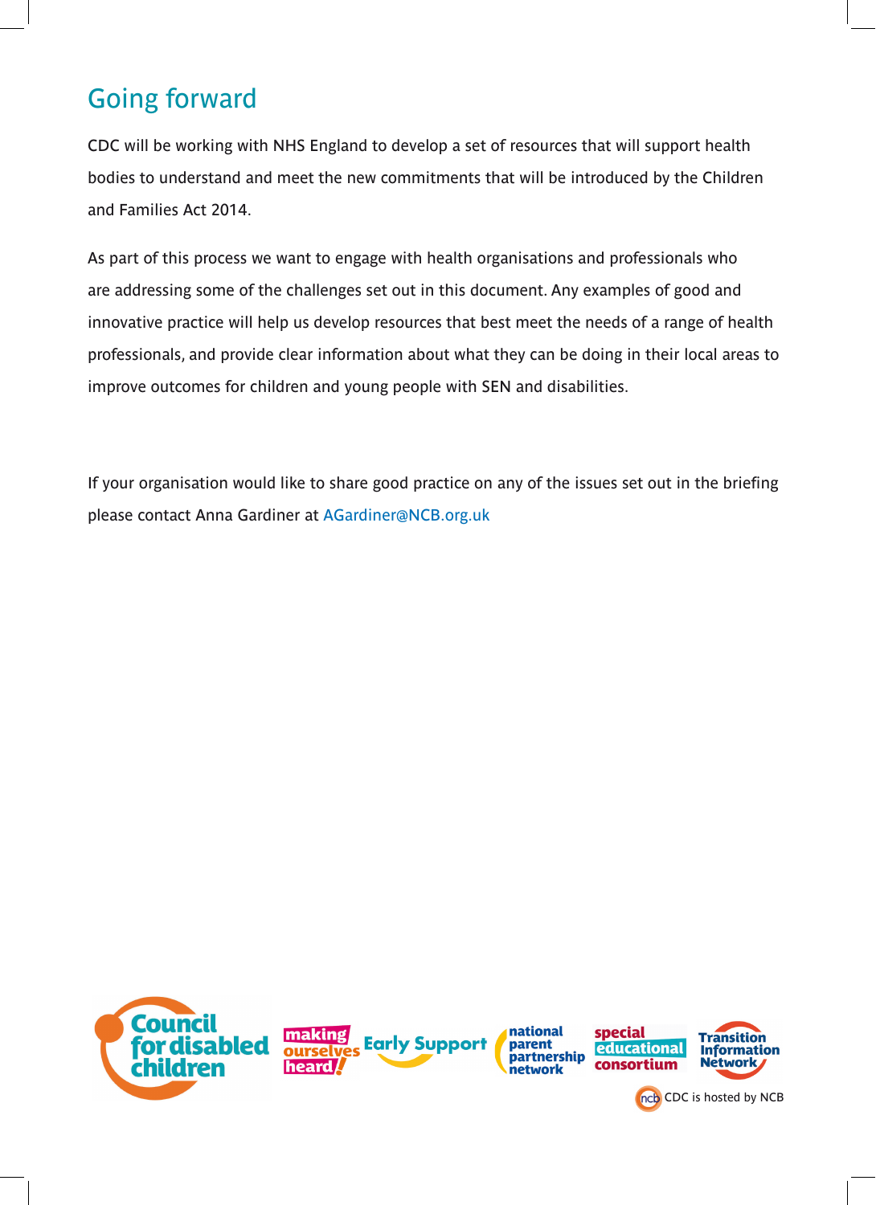## Going forward

CDC will be working with NHS England to develop a set of resources that will support health bodies to understand and meet the new commitments that will be introduced by the Children and Families Act 2014.

As part of this process we want to engage with health organisations and professionals who are addressing some of the challenges set out in this document. Any examples of good and innovative practice will help us develop resources that best meet the needs of a range of health professionals, and provide clear information about what they can be doing in their local areas to improve outcomes for children and young people with SEN and disabilities.

If your organisation would like to share good practice on any of the issues set out in the briefing please contact Anna Gardiner at AGardiner@NCB.org.uk

Council for disabled children

making ourselves heard!

Early Support

national parent partnership network

special educational consortium

Transition Information Network

CDC is hosted by NCB